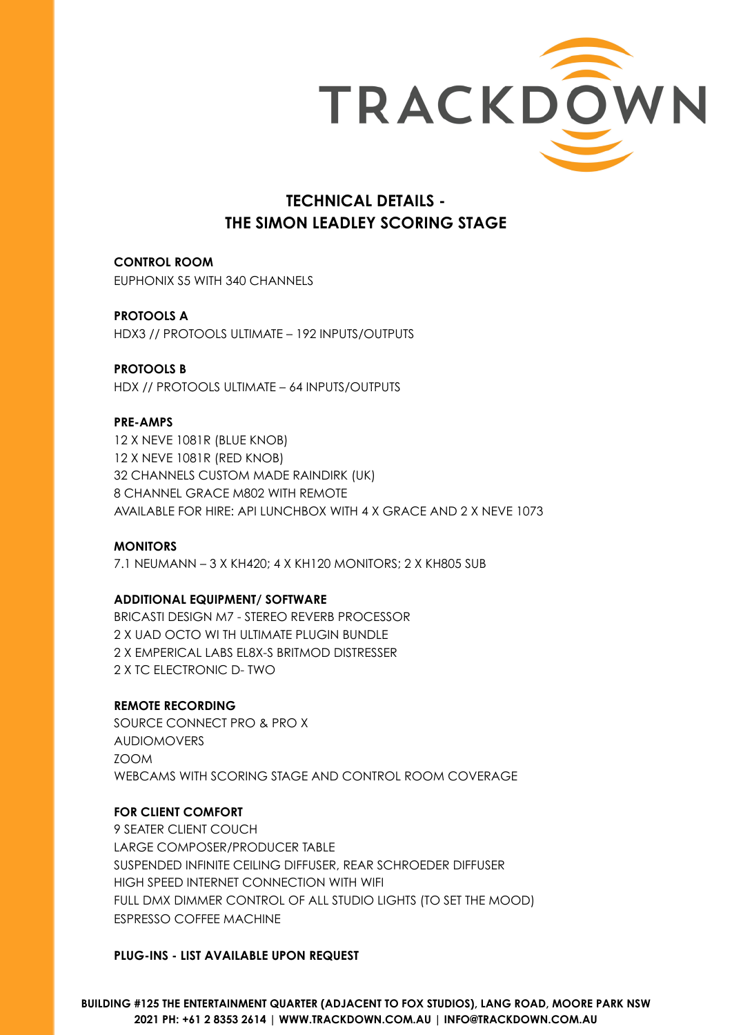# TECHNICAL DETAILS - THE SIMON LEADLEY SCORING STAGE

**CONTROL ROOM**
EUPHONIX S5 WITH 340 CHANNELS

**PROTOOLS A**
HDX3 // PROTOOLS ULTIMATE – 192 INPUTS/OUTPUTS

**PROTOOLS B**
HDX // PROTOOLS ULTIMATE – 64 INPUTS/OUTPUTS

**PRE-AMPS**
12 X NEVE 1081R (BLUE KNOB)
12 X NEVE 1081R (RED KNOB)
32 CHANNELS CUSTOM MADE RAINDIRK (UK)
8 CHANNEL GRACE M802 WITH REMOTE
AVAILABLE FOR HIRE: API LUNCHBOX WITH 4 X GRACE AND 2 X NEVE 1073

**MONITORS**
7.1 NEUMANN – 3 X KH420; 4 X KH120 MONITORS; 2 X KH805 SUB

**ADDITIONAL EQUIPMENT/ SOFTWARE**
BRICASTI DESIGN M7 - STEREO REVERB PROCESSOR
2 X UAD OCTO WI TH ULTIMATE PLUGIN BUNDLE
2 X EMPERICAL LABS EL8X-S BRITMOD DISTRESSER
2 X TC ELECTRONIC D- TWO

**REMOTE RECORDING**
SOURCE CONNECT PRO & PRO X
AUDIOMOVERS
ZOOM
WEBCAMS WITH SCORING STAGE AND CONTROL ROOM COVERAGE

**FOR CLIENT COMFORT**
9 SEATER CLIENT COUCH
LARGE COMPOSER/PRODUCER TABLE
SUSPENDED INFINITE CEILING DIFFUSER, REAR SCHROEDER DIFFUSER
HIGH SPEED INTERNET CONNECTION WITH WIFI
FULL DMX DIMMER CONTROL OF ALL STUDIO LIGHTS (TO SET THE MOOD)
ESPRESSO COFFEE MACHINE

**PLUG-INS - LIST AVAILABLE UPON REQUEST**

**BUILDING #125 THE ENTERTAINMENT QUARTER (ADJACENT TO FOX STUDIOS), LANG ROAD, MOORE PARK NSW 2021 PH: +61 2 8353 2614 | WWW.TRACKDOWN.COM.AU | INFO@TRACKDOWN.COM.AU**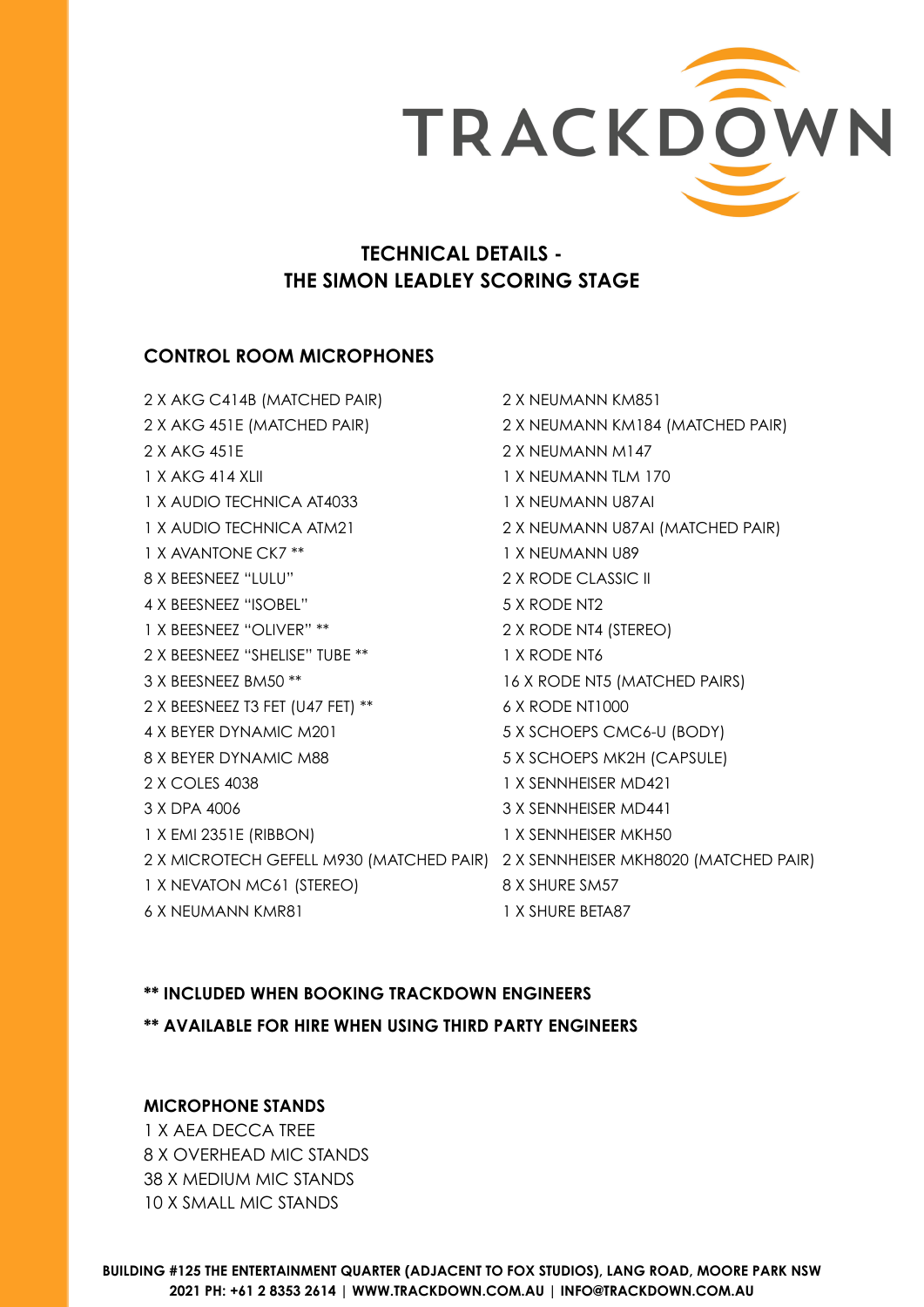TRACKDOWN

## TECHNICAL DETAILS - THE SIMON LEADLEY SCORING STAGE

### CONTROL ROOM MICROPHONES

2 X AKG C414B (MATCHED PAIR)
2 X AKG 451E (MATCHED PAIR)
2 X AKG 451E
1 X AKG 414 XLII
1 X AUDIO TECHNICA AT4033
1 X AUDIO TECHNICA ATM21
1 X AVANTONE CK7 **
8 X BEESNEEZ "LULU"
4 X BEESNEEZ "ISOBEL"
1 X BEESNEEZ "OLIVER" **
2 X BEESNEEZ "SHELISE" TUBE **
3 X BEESNEEZ BM50 **
2 X BEESNEEZ T3 FET (U47 FET) **
4 X BEYER DYNAMIC M201
8 X BEYER DYNAMIC M88
2 X COLES 4038
3 X DPA 4006
1 X EMI 2351E (RIBBON)
2 X MICROTECH GEFELL M930 (MATCHED PAIR)
1 X NEVATON MC61 (STEREO)
6 X NEUMANN KMR81
2 X NEUMANN KM851
2 X NEUMANN KM184 (MATCHED PAIR)
2 X NEUMANN M147
1 X NEUMANN TLM 170
1 X NEUMANN U87AI
2 X NEUMANN U87AI (MATCHED PAIR)
1 X NEUMANN U89
2 X RODE CLASSIC II
5 X RODE NT2
2 X RODE NT4 (STEREO)
1 X RODE NT6
16 X RODE NT5 (MATCHED PAIRS)
6 X RODE NT1000
5 X SCHOEPS CMC6-U (BODY)
5 X SCHOEPS MK2H (CAPSULE)
1 X SENNHEISER MD421
3 X SENNHEISER MD441
1 X SENNHEISER MKH50
2 X SENNHEISER MKH8020 (MATCHED PAIR)
8 X SHURE SM57
1 X SHURE BETA87

**** INCLUDED WHEN BOOKING TRACKDOWN ENGINEERS**

**** AVAILABLE FOR HIRE WHEN USING THIRD PARTY ENGINEERS**

### MICROPHONE STANDS

1 X AEA DECCA TREE
8 X OVERHEAD MIC STANDS
38 X MEDIUM MIC STANDS
10 X SMALL MIC STANDS

**BUILDING #125 THE ENTERTAINMENT QUARTER (ADJACENT TO FOX STUDIOS), LANG ROAD, MOORE PARK NSW 2021 PH: +61 2 8353 2614 | WWW.TRACKDOWN.COM.AU | INFO@TRACKDOWN.COM.AU**